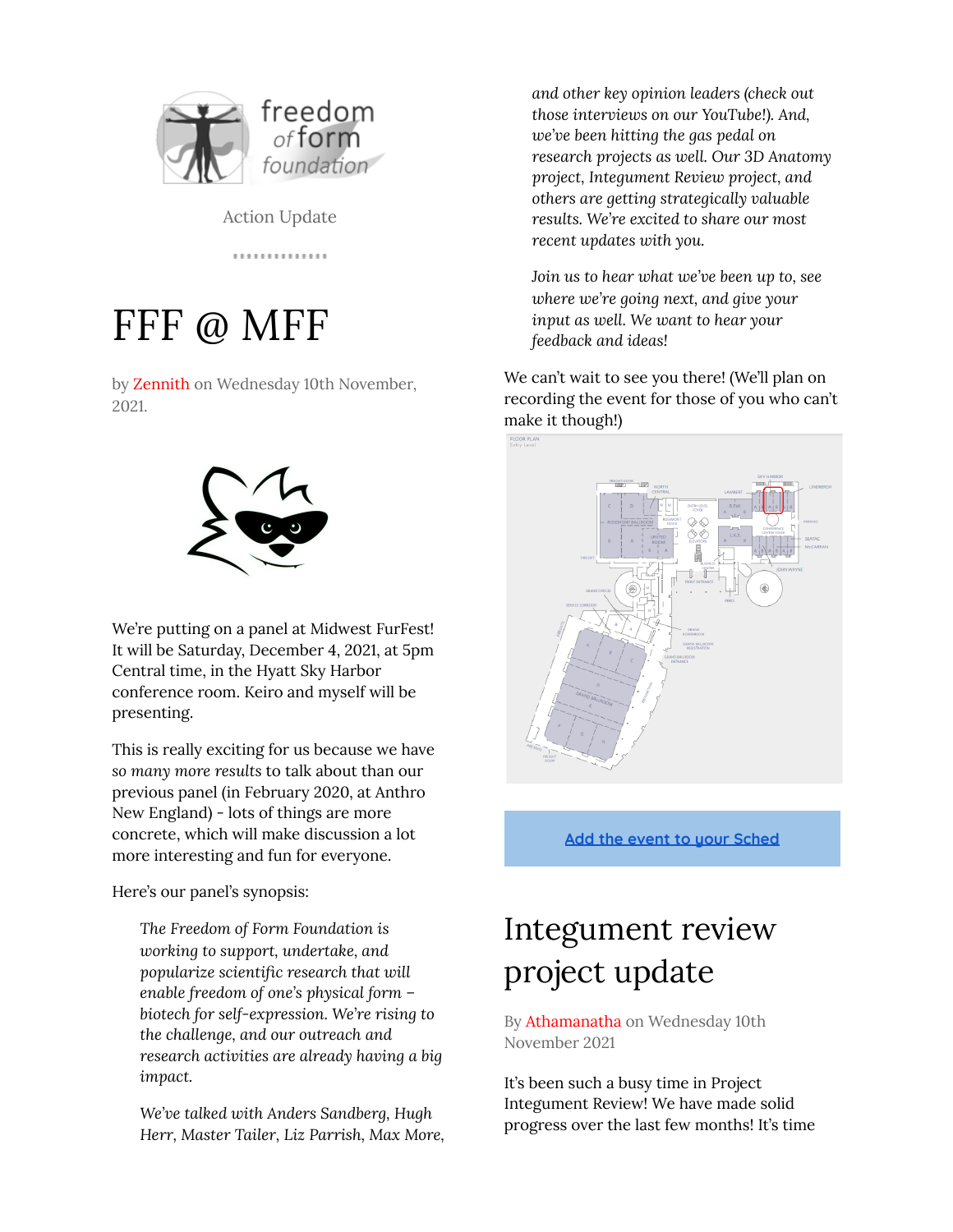freedom of form foundation

Action Update

# FFF @ MFF

by Zennith on Wednesday 10th November, 2021.

We're putting on a panel at Midwest FurFest! It will be Saturday, December 4, 2021, at 5pm Central time, in the Hyatt Sky Harbor conference room. Keiro and myself will be presenting.

This is really exciting for us because we have *so many more results* to talk about than our previous panel (in February 2020, at Anthro New England) - lots of things are more concrete, which will make discussion a lot more interesting and fun for everyone.

Here's our panel's synopsis:

> *The Freedom of Form Foundation is working to support, undertake, and popularize scientific research that will enable freedom of one's physical form – biotech for self-expression. We're rising to the challenge, and our outreach and research activities are already having a big impact.*
>
> *We've talked with Anders Sandberg, Hugh Herr, Master Tailer, Liz Parrish, Max More, and other key opinion leaders (check out those interviews on our YouTube!). And, we've been hitting the gas pedal on research projects as well. Our 3D Anatomy project, Integument Review project, and others are getting strategically valuable results. We're excited to share our most recent updates with you.*
>
> *Join us to hear what we've been up to, see where we're going next, and give your input as well. We want to hear your feedback and ideas!*

We can't wait to see you there! (We'll plan on recording the event for those of you who can't make it though!)

[Add the event to your Sched]

# Integument review project update

By Athamanatha on Wednesday 10th November 2021

It's been such a busy time in Project Integument Review! We have made solid progress over the last few months! It's time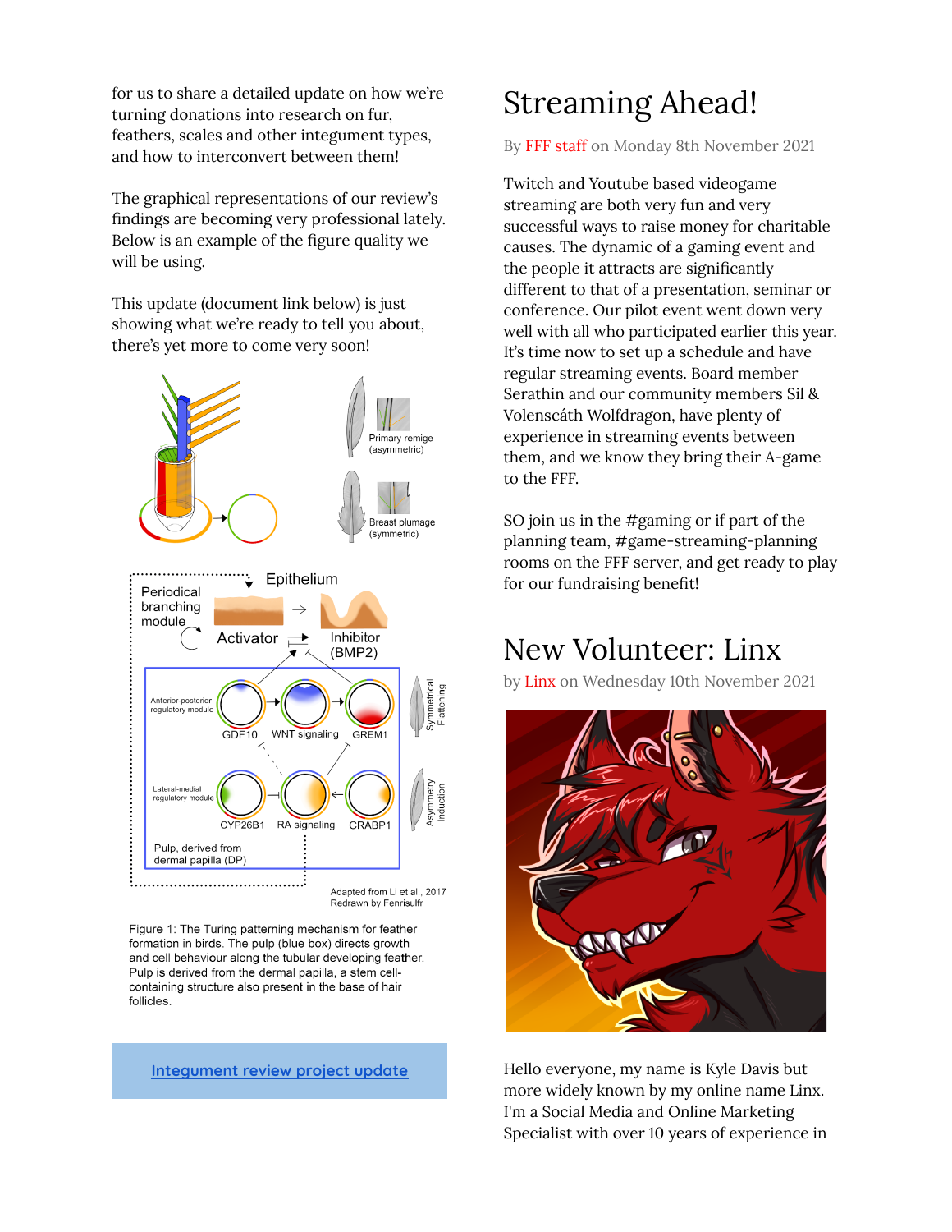for us to share a detailed update on how we're turning donations into research on fur, feathers, scales and other integument types, and how to interconvert between them!

The graphical representations of our review's findings are becoming very professional lately. Below is an example of the figure quality we will be using.

This update (document link below) is just showing what we're ready to tell you about, there's yet more to come very soon!

Figure 1: The Turing patterning mechanism for feather formation in birds. The pulp (blue box) directs growth and cell behaviour along the tubular developing feather. Pulp is derived from the dermal papilla, a stem cell-containing structure also present in the base of hair follicles.

[Integument review project update]

# Streaming Ahead!

By FFF staff on Monday 8th November 2021

Twitch and Youtube based videogame streaming are both very fun and very successful ways to raise money for charitable causes. The dynamic of a gaming event and the people it attracts are significantly different to that of a presentation, seminar or conference. Our pilot event went down very well with all who participated earlier this year. It's time now to set up a schedule and have regular streaming events. Board member Serathin and our community members Sil & Volenscáth Wolfdragon, have plenty of experience in streaming events between them, and we know they bring their A-game to the FFF.

SO join us in the #gaming or if part of the planning team, #game-streaming-planning rooms on the FFF server, and get ready to play for our fundraising benefit!

# New Volunteer: Linx

by Linx on Wednesday 10th November 2021

Hello everyone, my name is Kyle Davis but more widely known by my online name Linx. I'm a Social Media and Online Marketing Specialist with over 10 years of experience in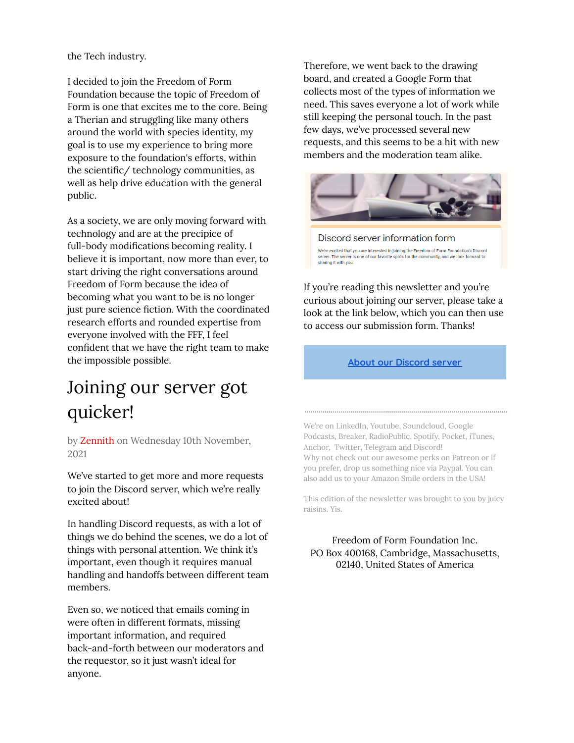the Tech industry.

I decided to join the Freedom of Form Foundation because the topic of Freedom of Form is one that excites me to the core. Being a Therian and struggling like many others around the world with species identity, my goal is to use my experience to bring more exposure to the foundation's efforts, within the scientific/ technology communities, as well as help drive education with the general public.

As a society, we are only moving forward with technology and are at the precipice of full-body modifications becoming reality. I believe it is important, now more than ever, to start driving the right conversations around Freedom of Form because the idea of becoming what you want to be is no longer just pure science fiction. With the coordinated research efforts and rounded expertise from everyone involved with the FFF, I feel confident that we have the right team to make the impossible possible.

# Joining our server got quicker!

by Zennith on Wednesday 10th November, 2021

We've started to get more and more requests to join the Discord server, which we're really excited about!

In handling Discord requests, as with a lot of things we do behind the scenes, we do a lot of things with personal attention. We think it's important, even though it requires manual handling and handoffs between different team members.

Even so, we noticed that emails coming in were often in different formats, missing important information, and required back-and-forth between our moderators and the requestor, so it just wasn't ideal for anyone.

Therefore, we went back to the drawing board, and created a Google Form that collects most of the types of information we need. This saves everyone a lot of work while still keeping the personal touch. In the past few days, we've processed several new requests, and this seems to be a hit with new members and the moderation team alike.

Discord server information form

We're excited that you are interested in joining the Freedom of Form Foundation's Discord server. The server is one of our favorite spots for the community, and we look forward to sharing it with you.

If you're reading this newsletter and you're curious about joining our server, please take a look at the link below, which you can then use to access our submission form. Thanks!

[About our Discord server]

---

We're on LinkedIn, Youtube, Soundcloud, Google Podcasts, Breaker, RadioPublic, Spotify, Pocket, iTunes, Anchor, Twitter, Telegram and Discord!
Why not check out our awesome perks on Patreon or if you prefer, drop us something nice via Paypal. You can also add us to your Amazon Smile orders in the USA!

This edition of the newsletter was brought to you by juicy raisins. Yis.

Freedom of Form Foundation Inc.
PO Box 400168, Cambridge, Massachusetts, 02140, United States of America